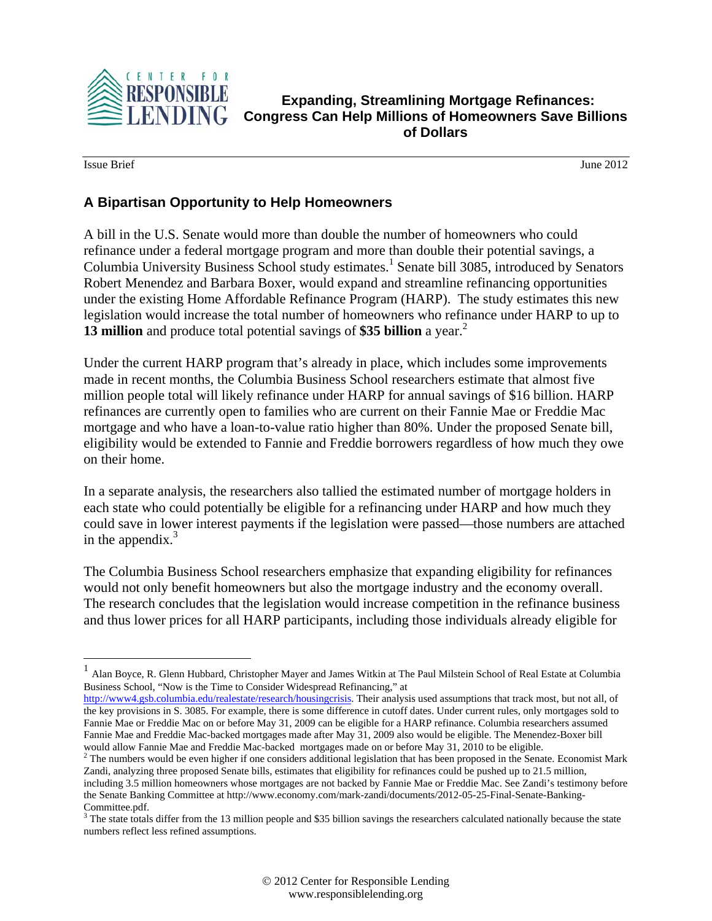CENTER FOR RESPONSIBLE LENDING

# Expanding, Streamlining Mortgage Refinances: Congress Can Help Millions of Homeowners Save Billions of Dollars

Issue Brief June 2012

## A Bipartisan Opportunity to Help Homeowners

A bill in the U.S. Senate would more than double the number of homeowners who could refinance under a federal mortgage program and more than double their potential savings, a Columbia University Business School study estimates.[1] Senate bill 3085, introduced by Senators Robert Menendez and Barbara Boxer, would expand and streamline refinancing opportunities under the existing Home Affordable Refinance Program (HARP). The study estimates this new legislation would increase the total number of homeowners who refinance under HARP to up to **13 million** and produce total potential savings of **$35 billion** a year.[2]

Under the current HARP program that's already in place, which includes some improvements made in recent months, the Columbia Business School researchers estimate that almost five million people total will likely refinance under HARP for annual savings of $16 billion. HARP refinances are currently open to families who are current on their Fannie Mae or Freddie Mac mortgage and who have a loan-to-value ratio higher than 80%. Under the proposed Senate bill, eligibility would be extended to Fannie and Freddie borrowers regardless of how much they owe on their home.

In a separate analysis, the researchers also tallied the estimated number of mortgage holders in each state who could potentially be eligible for a refinancing under HARP and how much they could save in lower interest payments if the legislation were passed—those numbers are attached in the appendix.[3]

The Columbia Business School researchers emphasize that expanding eligibility for refinances would not only benefit homeowners but also the mortgage industry and the economy overall. The research concludes that the legislation would increase competition in the refinance business and thus lower prices for all HARP participants, including those individuals already eligible for

---

[1] Alan Boyce, R. Glenn Hubbard, Christopher Mayer and James Witkin at The Paul Milstein School of Real Estate at Columbia Business School, "Now is the Time to Consider Widespread Refinancing," at http://www4.gsb.columbia.edu/realestate/research/housingcrisis. Their analysis used assumptions that track most, but not all, of the key provisions in S. 3085. For example, there is some difference in cutoff dates. Under current rules, only mortgages sold to Fannie Mae or Freddie Mac on or before May 31, 2009 can be eligible for a HARP refinance. Columbia researchers assumed Fannie Mae and Freddie Mac-backed mortgages made after May 31, 2009 also would be eligible. The Menendez-Boxer bill would allow Fannie Mae and Freddie Mac-backed mortgages made on or before May 31, 2010 to be eligible.

[2] The numbers would be even higher if one considers additional legislation that has been proposed in the Senate. Economist Mark Zandi, analyzing three proposed Senate bills, estimates that eligibility for refinances could be pushed up to 21.5 million, including 3.5 million homeowners whose mortgages are not backed by Fannie Mae or Freddie Mac. See Zandi's testimony before the Senate Banking Committee at http://www.economy.com/mark-zandi/documents/2012-05-25-Final-Senate-Banking-Committee.pdf.

[3] The state totals differ from the 13 million people and $35 billion savings the researchers calculated nationally because the state numbers reflect less refined assumptions.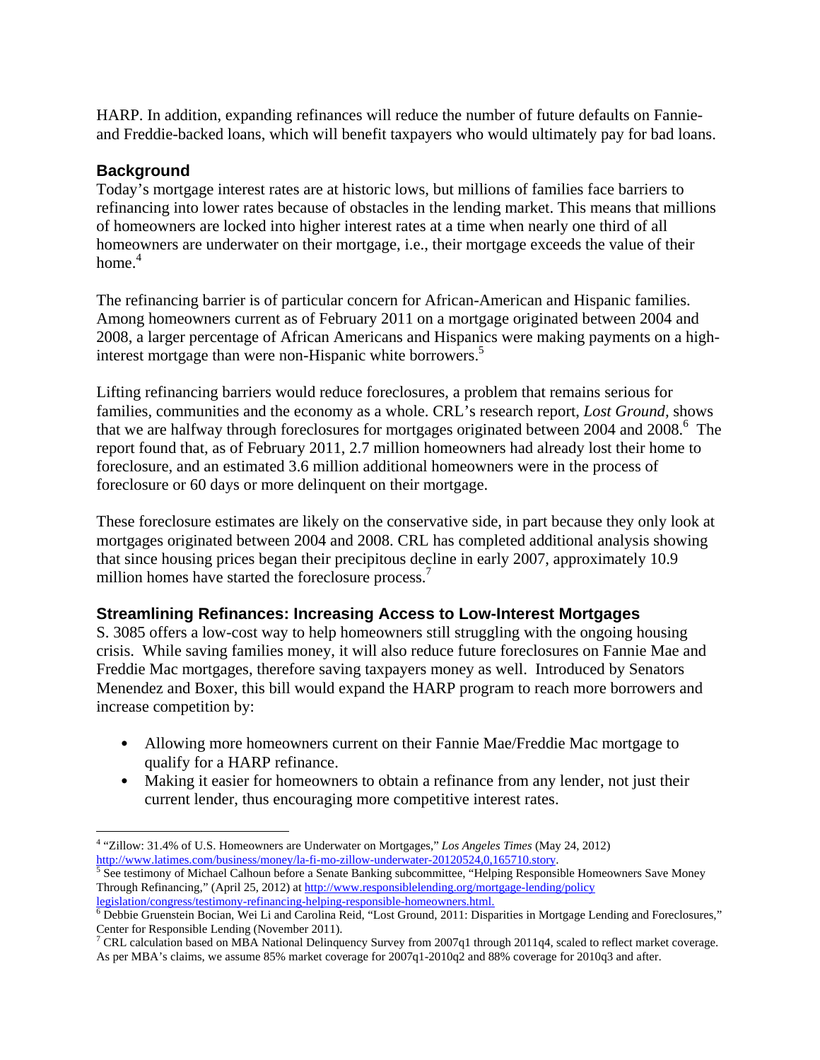HARP. In addition, expanding refinances will reduce the number of future defaults on Fannie- and Freddie-backed loans, which will benefit taxpayers who would ultimately pay for bad loans.

## Background

Today's mortgage interest rates are at historic lows, but millions of families face barriers to refinancing into lower rates because of obstacles in the lending market. This means that millions of homeowners are locked into higher interest rates at a time when nearly one third of all homeowners are underwater on their mortgage, i.e., their mortgage exceeds the value of their home.[4]

The refinancing barrier is of particular concern for African-American and Hispanic families. Among homeowners current as of February 2011 on a mortgage originated between 2004 and 2008, a larger percentage of African Americans and Hispanics were making payments on a high-interest mortgage than were non-Hispanic white borrowers.[5]

Lifting refinancing barriers would reduce foreclosures, a problem that remains serious for families, communities and the economy as a whole. CRL's research report, *Lost Ground*, shows that we are halfway through foreclosures for mortgages originated between 2004 and 2008.[6] The report found that, as of February 2011, 2.7 million homeowners had already lost their home to foreclosure, and an estimated 3.6 million additional homeowners were in the process of foreclosure or 60 days or more delinquent on their mortgage.

These foreclosure estimates are likely on the conservative side, in part because they only look at mortgages originated between 2004 and 2008. CRL has completed additional analysis showing that since housing prices began their precipitous decline in early 2007, approximately 10.9 million homes have started the foreclosure process.[7]

## Streamlining Refinances: Increasing Access to Low-Interest Mortgages

S. 3085 offers a low-cost way to help homeowners still struggling with the ongoing housing crisis. While saving families money, it will also reduce future foreclosures on Fannie Mae and Freddie Mac mortgages, therefore saving taxpayers money as well. Introduced by Senators Menendez and Boxer, this bill would expand the HARP program to reach more borrowers and increase competition by:

- Allowing more homeowners current on their Fannie Mae/Freddie Mac mortgage to qualify for a HARP refinance.
- Making it easier for homeowners to obtain a refinance from any lender, not just their current lender, thus encouraging more competitive interest rates.

---

[4] "Zillow: 31.4% of U.S. Homeowners are Underwater on Mortgages," *Los Angeles Times* (May 24, 2012) http://www.latimes.com/business/money/la-fi-mo-zillow-underwater-20120524,0,165710.story.

[5] See testimony of Michael Calhoun before a Senate Banking subcommittee, "Helping Responsible Homeowners Save Money Through Refinancing," (April 25, 2012) at http://www.responsiblelending.org/mortgage-lending/policy legislation/congress/testimony-refinancing-helping-responsible-homeowners.html.

[6] Debbie Gruenstein Bocian, Wei Li and Carolina Reid, "Lost Ground, 2011: Disparities in Mortgage Lending and Foreclosures," Center for Responsible Lending (November 2011).

[7] CRL calculation based on MBA National Delinquency Survey from 2007q1 through 2011q4, scaled to reflect market coverage. As per MBA's claims, we assume 85% market coverage for 2007q1-2010q2 and 88% coverage for 2010q3 and after.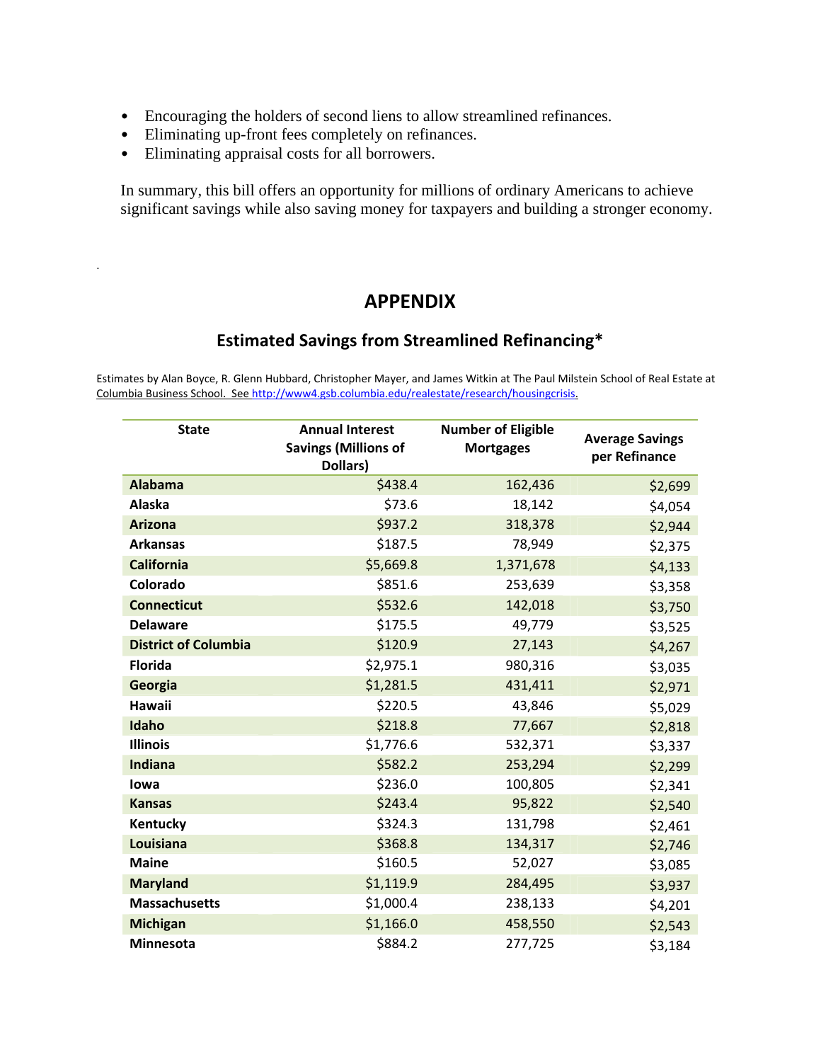- Encouraging the holders of second liens to allow streamlined refinances.
- Eliminating up-front fees completely on refinances.
- Eliminating appraisal costs for all borrowers.

In summary, this bill offers an opportunity for millions of ordinary Americans to achieve significant savings while also saving money for taxpayers and building a stronger economy.

## APPENDIX

### Estimated Savings from Streamlined Refinancing*

Estimates by Alan Boyce, R. Glenn Hubbard, Christopher Mayer, and James Witkin at The Paul Milstein School of Real Estate at Columbia Business School. See http://www4.gsb.columbia.edu/realestate/research/housingcrisis.

| State | Annual Interest Savings (Millions of Dollars) | Number of Eligible Mortgages | Average Savings per Refinance |
|---|---|---|---|
| **Alabama** | $438.4 | 162,436 | $2,699 |
| **Alaska** | $73.6 | 18,142 | $4,054 |
| **Arizona** | $937.2 | 318,378 | $2,944 |
| **Arkansas** | $187.5 | 78,949 | $2,375 |
| **California** | $5,669.8 | 1,371,678 | $4,133 |
| **Colorado** | $851.6 | 253,639 | $3,358 |
| **Connecticut** | $532.6 | 142,018 | $3,750 |
| **Delaware** | $175.5 | 49,779 | $3,525 |
| **District of Columbia** | $120.9 | 27,143 | $4,267 |
| **Florida** | $2,975.1 | 980,316 | $3,035 |
| **Georgia** | $1,281.5 | 431,411 | $2,971 |
| **Hawaii** | $220.5 | 43,846 | $5,029 |
| **Idaho** | $218.8 | 77,667 | $2,818 |
| **Illinois** | $1,776.6 | 532,371 | $3,337 |
| **Indiana** | $582.2 | 253,294 | $2,299 |
| **Iowa** | $236.0 | 100,805 | $2,341 |
| **Kansas** | $243.4 | 95,822 | $2,540 |
| **Kentucky** | $324.3 | 131,798 | $2,461 |
| **Louisiana** | $368.8 | 134,317 | $2,746 |
| **Maine** | $160.5 | 52,027 | $3,085 |
| **Maryland** | $1,119.9 | 284,495 | $3,937 |
| **Massachusetts** | $1,000.4 | 238,133 | $4,201 |
| **Michigan** | $1,166.0 | 458,550 | $2,543 |
| **Minnesota** | $884.2 | 277,725 | $3,184 |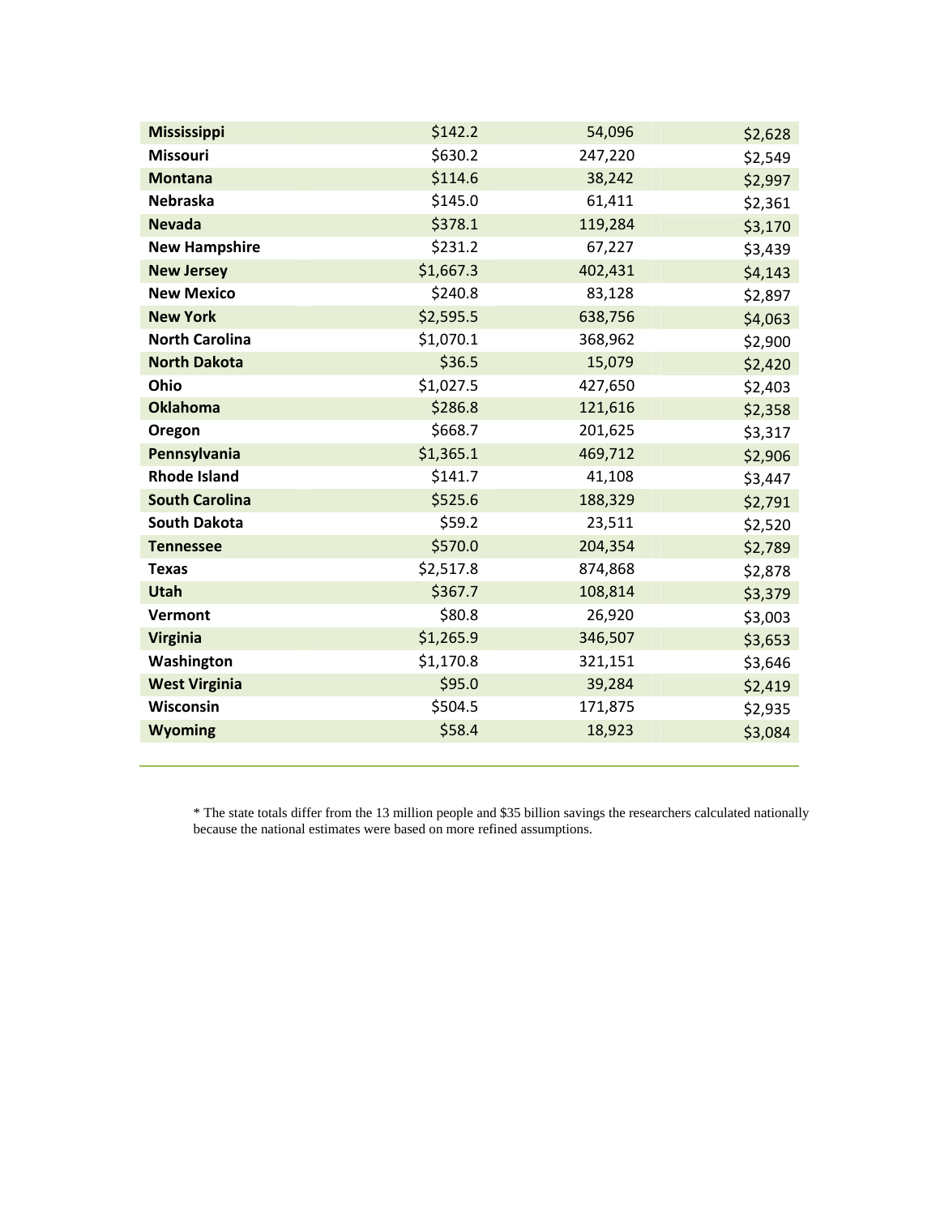| | | | |
|---|---|---|---|
| **Mississippi** | $142.2 | 54,096 | $2,628 |
| **Missouri** | $630.2 | 247,220 | $2,549 |
| **Montana** | $114.6 | 38,242 | $2,997 |
| **Nebraska** | $145.0 | 61,411 | $2,361 |
| **Nevada** | $378.1 | 119,284 | $3,170 |
| **New Hampshire** | $231.2 | 67,227 | $3,439 |
| **New Jersey** | $1,667.3 | 402,431 | $4,143 |
| **New Mexico** | $240.8 | 83,128 | $2,897 |
| **New York** | $2,595.5 | 638,756 | $4,063 |
| **North Carolina** | $1,070.1 | 368,962 | $2,900 |
| **North Dakota** | $36.5 | 15,079 | $2,420 |
| **Ohio** | $1,027.5 | 427,650 | $2,403 |
| **Oklahoma** | $286.8 | 121,616 | $2,358 |
| **Oregon** | $668.7 | 201,625 | $3,317 |
| **Pennsylvania** | $1,365.1 | 469,712 | $2,906 |
| **Rhode Island** | $141.7 | 41,108 | $3,447 |
| **South Carolina** | $525.6 | 188,329 | $2,791 |
| **South Dakota** | $59.2 | 23,511 | $2,520 |
| **Tennessee** | $570.0 | 204,354 | $2,789 |
| **Texas** | $2,517.8 | 874,868 | $2,878 |
| **Utah** | $367.7 | 108,814 | $3,379 |
| **Vermont** | $80.8 | 26,920 | $3,003 |
| **Virginia** | $1,265.9 | 346,507 | $3,653 |
| **Washington** | $1,170.8 | 321,151 | $3,646 |
| **West Virginia** | $95.0 | 39,284 | $2,419 |
| **Wisconsin** | $504.5 | 171,875 | $2,935 |
| **Wyoming** | $58.4 | 18,923 | $3,084 |

* The state totals differ from the 13 million people and $35 billion savings the researchers calculated nationally because the national estimates were based on more refined assumptions.